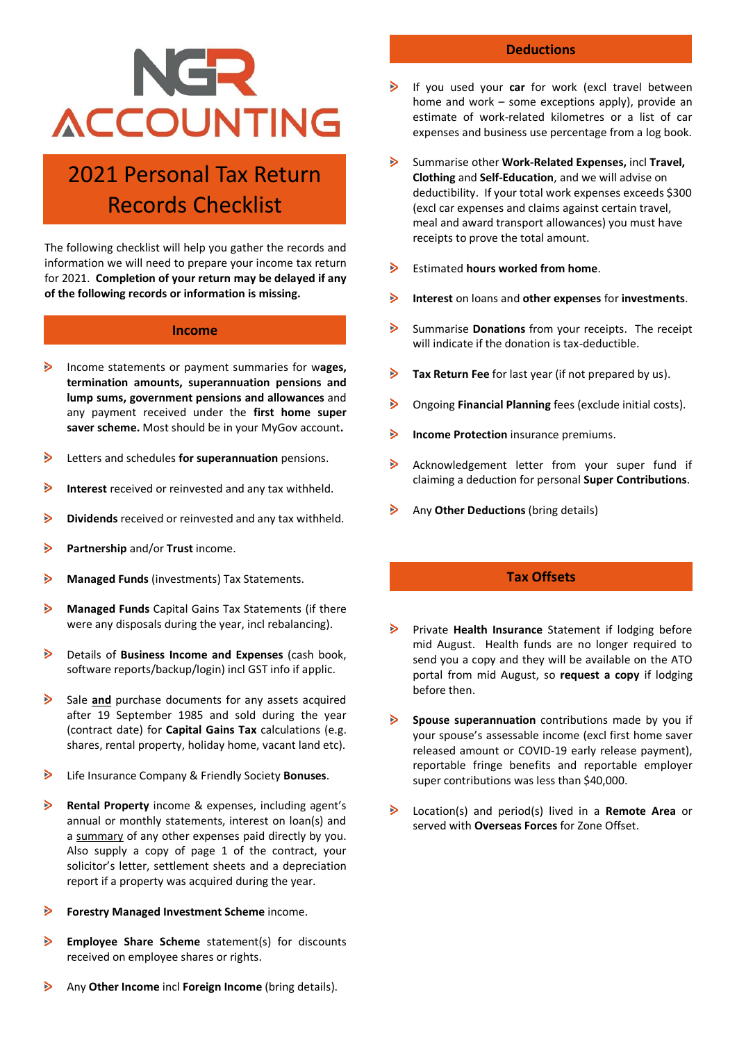# NGR ACCOUNTING

# 2021 Personal Tax Return Records Checklist

The following checklist will help you gather the records and information we will need to prepare your income tax return for 2021. **Completion of your return may be delayed if any of the following records or information is missing.**

## Income

- Income statements or payment summaries for w**ages, termination amounts, superannuation pensions and lump sums, government pensions and allowances** and any payment received under the **first home super saver scheme.** Most should be in your MyGov account**.**
- Letters and schedules **for superannuation** pensions.
- **Interest** received or reinvested and any tax withheld.
- **Dividends** received or reinvested and any tax withheld.
- **Partnership** and/or **Trust** income.
- **Managed Funds** (investments) Tax Statements.
- **Managed Funds** Capital Gains Tax Statements (if there were any disposals during the year, incl rebalancing).
- Details of **Business Income and Expenses** (cash book, software reports/backup/login) incl GST info if applic.
- Sale **and** purchase documents for any assets acquired after 19 September 1985 and sold during the year (contract date) for **Capital Gains Tax** calculations (e.g. shares, rental property, holiday home, vacant land etc).
- Life Insurance Company & Friendly Society **Bonuses**.
- **Rental Property** income & expenses, including agent's annual or monthly statements, interest on loan(s) and a summary of any other expenses paid directly by you. Also supply a copy of page 1 of the contract, your solicitor's letter, settlement sheets and a depreciation report if a property was acquired during the year.
- **Forestry Managed Investment Scheme** income.
- **Employee Share Scheme** statement(s) for discounts received on employee shares or rights.
- Any **Other Income** incl **Foreign Income** (bring details).

## Deductions

- If you used your **car** for work (excl travel between home and work – some exceptions apply), provide an estimate of work-related kilometres or a list of car expenses and business use percentage from a log book.
- Summarise other **Work-Related Expenses,** incl **Travel, Clothing** and **Self-Education**, and we will advise on deductibility. If your total work expenses exceeds $300 (excl car expenses and claims against certain travel, meal and award transport allowances) you must have receipts to prove the total amount.
- Estimated **hours worked from home**.
- **Interest** on loans and **other expenses** for **investments**.
- Summarise **Donations** from your receipts. The receipt will indicate if the donation is tax-deductible.
- **Tax Return Fee** for last year (if not prepared by us).
- Ongoing **Financial Planning** fees (exclude initial costs).
- **Income Protection** insurance premiums.
- Acknowledgement letter from your super fund if claiming a deduction for personal **Super Contributions**.
- Any **Other Deductions** (bring details)

## Tax Offsets

- Private **Health Insurance** Statement if lodging before mid August. Health funds are no longer required to send you a copy and they will be available on the ATO portal from mid August, so **request a copy** if lodging before then.
- **Spouse superannuation** contributions made by you if your spouse's assessable income (excl first home saver released amount or COVID-19 early release payment), reportable fringe benefits and reportable employer super contributions was less than $40,000.
- Location(s) and period(s) lived in a **Remote Area** or served with **Overseas Forces** for Zone Offset.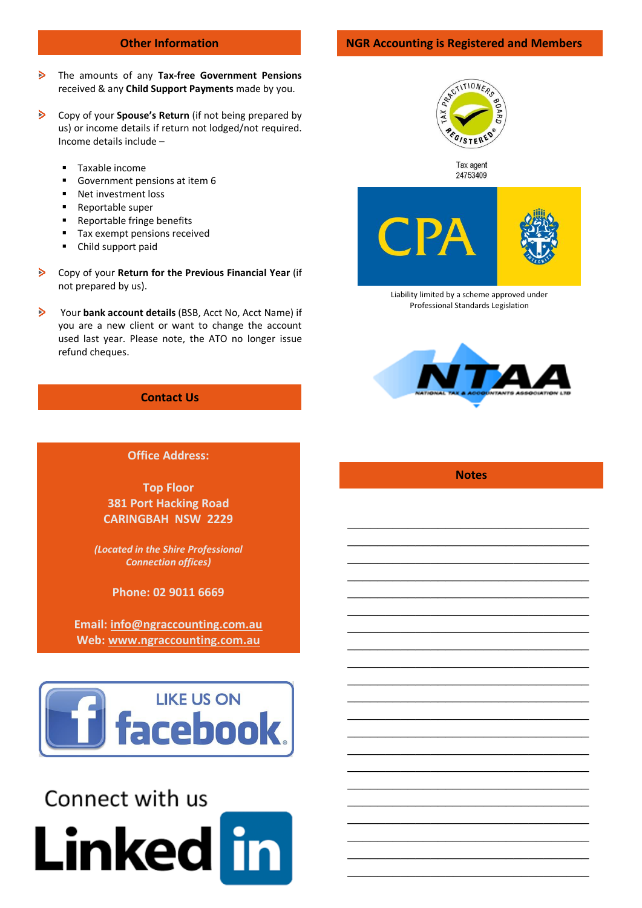## Other Information

- The amounts of any **Tax-free Government Pensions** received & any **Child Support Payments** made by you.

- Copy of your **Spouse's Return** (if not being prepared by us) or income details if return not lodged/not required. Income details include –

  - Taxable income
  - Government pensions at item 6
  - Net investment loss
  - Reportable super
  - Reportable fringe benefits
  - Tax exempt pensions received
  - Child support paid

- Copy of your **Return for the Previous Financial Year** (if not prepared by us).

- Your **bank account details** (BSB, Acct No, Acct Name) if you are a new client or want to change the account used last year. Please note, the ATO no longer issue refund cheques.

## Contact Us

**Office Address:**

**Top Floor**
**381 Port Hacking Road**
**CARINGBAH NSW 2229**

***(Located in the Shire Professional Connection offices)***

**Phone: 02 9011 6669**

**Email: info@ngraccounting.com.au**
**Web: www.ngraccounting.com.au**

LIKE US ON facebook

Connect with us
LinkedIn

## NGR Accounting is Registered and Members

TAX PRACTITIONERS BOARD REGISTERED

Tax agent
24753409

CPA

Liability limited by a scheme approved under Professional Standards Legislation

NTAA
NATIONAL TAX & ACCOUNTANTS ASSOCIATION LTD

## Notes